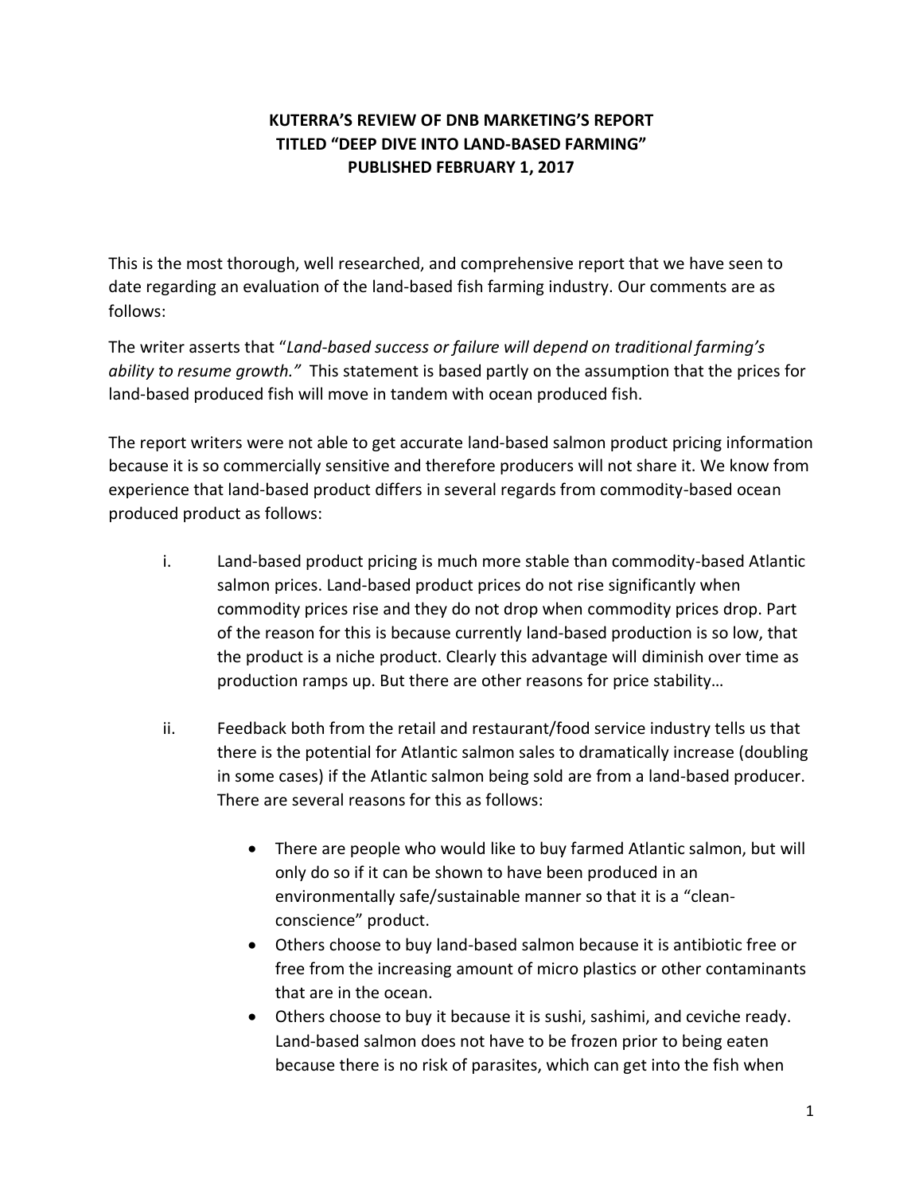# KUTERRA'S REVIEW OF DNB MARKETING'S REPORT TITLED "DEEP DIVE INTO LAND-BASED FARMING" PUBLISHED FEBRUARY 1, 2017

This is the most thorough, well researched, and comprehensive report that we have seen to date regarding an evaluation of the land-based fish farming industry. Our comments are as follows:

The writer asserts that "*Land-based success or failure will depend on traditional farming's ability to resume growth.*" This statement is based partly on the assumption that the prices for land-based produced fish will move in tandem with ocean produced fish.

The report writers were not able to get accurate land-based salmon product pricing information because it is so commercially sensitive and therefore producers will not share it. We know from experience that land-based product differs in several regards from commodity-based ocean produced product as follows:

i. Land-based product pricing is much more stable than commodity-based Atlantic salmon prices. Land-based product prices do not rise significantly when commodity prices rise and they do not drop when commodity prices drop. Part of the reason for this is because currently land-based production is so low, that the product is a niche product. Clearly this advantage will diminish over time as production ramps up. But there are other reasons for price stability…

ii. Feedback both from the retail and restaurant/food service industry tells us that there is the potential for Atlantic salmon sales to dramatically increase (doubling in some cases) if the Atlantic salmon being sold are from a land-based producer. There are several reasons for this as follows:

   - There are people who would like to buy farmed Atlantic salmon, but will only do so if it can be shown to have been produced in an environmentally safe/sustainable manner so that it is a "clean-conscience" product.
   - Others choose to buy land-based salmon because it is antibiotic free or free from the increasing amount of micro plastics or other contaminants that are in the ocean.
   - Others choose to buy it because it is sushi, sashimi, and ceviche ready. Land-based salmon does not have to be frozen prior to being eaten because there is no risk of parasites, which can get into the fish when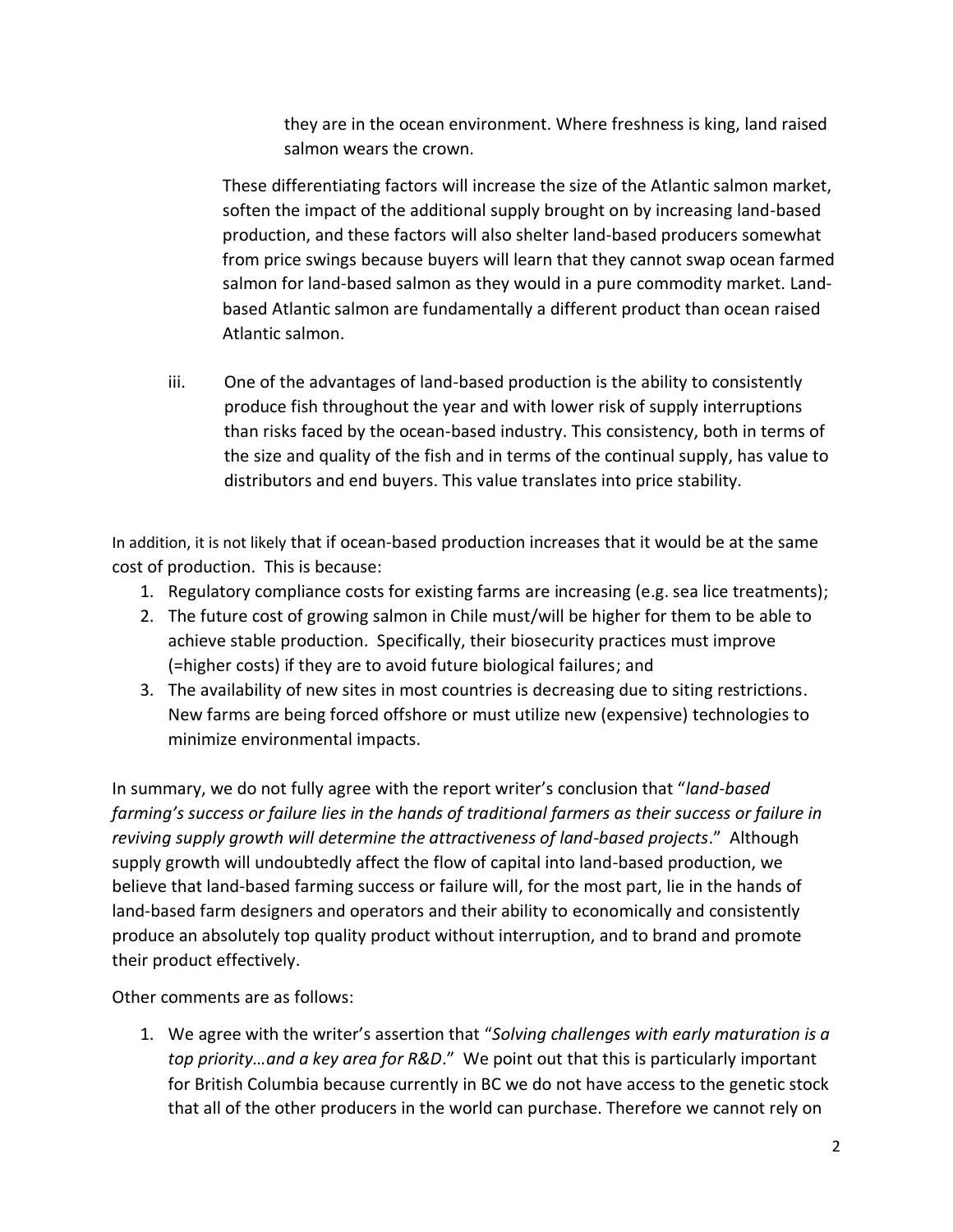they are in the ocean environment. Where freshness is king, land raised salmon wears the crown.

These differentiating factors will increase the size of the Atlantic salmon market, soften the impact of the additional supply brought on by increasing land-based production, and these factors will also shelter land-based producers somewhat from price swings because buyers will learn that they cannot swap ocean farmed salmon for land-based salmon as they would in a pure commodity market. Land-based Atlantic salmon are fundamentally a different product than ocean raised Atlantic salmon.

iii. One of the advantages of land-based production is the ability to consistently produce fish throughout the year and with lower risk of supply interruptions than risks faced by the ocean-based industry. This consistency, both in terms of the size and quality of the fish and in terms of the continual supply, has value to distributors and end buyers. This value translates into price stability.

In addition, it is not likely that if ocean-based production increases that it would be at the same cost of production. This is because:

1. Regulatory compliance costs for existing farms are increasing (e.g. sea lice treatments);
2. The future cost of growing salmon in Chile must/will be higher for them to be able to achieve stable production. Specifically, their biosecurity practices must improve (=higher costs) if they are to avoid future biological failures; and
3. The availability of new sites in most countries is decreasing due to siting restrictions. New farms are being forced offshore or must utilize new (expensive) technologies to minimize environmental impacts.

In summary, we do not fully agree with the report writer's conclusion that "*land-based farming's success or failure lies in the hands of traditional farmers as their success or failure in reviving supply growth will determine the attractiveness of land-based projects*." Although supply growth will undoubtedly affect the flow of capital into land-based production, we believe that land-based farming success or failure will, for the most part, lie in the hands of land-based farm designers and operators and their ability to economically and consistently produce an absolutely top quality product without interruption, and to brand and promote their product effectively.

Other comments are as follows:

1. We agree with the writer's assertion that "*Solving challenges with early maturation is a top priority…and a key area for R&D*." We point out that this is particularly important for British Columbia because currently in BC we do not have access to the genetic stock that all of the other producers in the world can purchase. Therefore we cannot rely on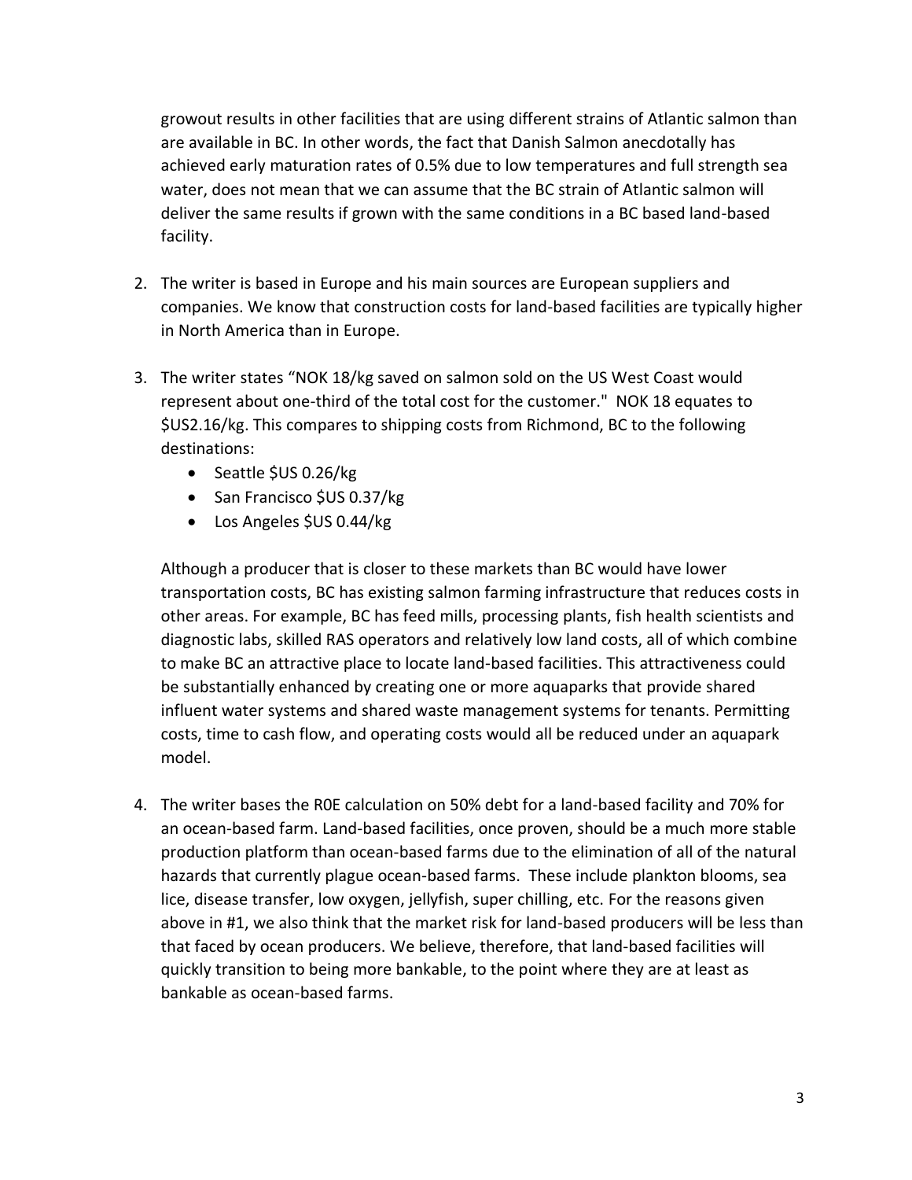growout results in other facilities that are using different strains of Atlantic salmon than are available in BC. In other words, the fact that Danish Salmon anecdotally has achieved early maturation rates of 0.5% due to low temperatures and full strength sea water, does not mean that we can assume that the BC strain of Atlantic salmon will deliver the same results if grown with the same conditions in a BC based land-based facility.

2. The writer is based in Europe and his main sources are European suppliers and companies. We know that construction costs for land-based facilities are typically higher in North America than in Europe.

3. The writer states "NOK 18/kg saved on salmon sold on the US West Coast would represent about one-third of the total cost for the customer." NOK 18 equates to $US2.16/kg. This compares to shipping costs from Richmond, BC to the following destinations:
    - Seattle $US 0.26/kg
    - San Francisco $US 0.37/kg
    - Los Angeles $US 0.44/kg

    Although a producer that is closer to these markets than BC would have lower transportation costs, BC has existing salmon farming infrastructure that reduces costs in other areas. For example, BC has feed mills, processing plants, fish health scientists and diagnostic labs, skilled RAS operators and relatively low land costs, all of which combine to make BC an attractive place to locate land-based facilities. This attractiveness could be substantially enhanced by creating one or more aquaparks that provide shared influent water systems and shared waste management systems for tenants. Permitting costs, time to cash flow, and operating costs would all be reduced under an aquapark model.

4. The writer bases the R0E calculation on 50% debt for a land-based facility and 70% for an ocean-based farm. Land-based facilities, once proven, should be a much more stable production platform than ocean-based farms due to the elimination of all of the natural hazards that currently plague ocean-based farms. These include plankton blooms, sea lice, disease transfer, low oxygen, jellyfish, super chilling, etc. For the reasons given above in #1, we also think that the market risk for land-based producers will be less than that faced by ocean producers. We believe, therefore, that land-based facilities will quickly transition to being more bankable, to the point where they are at least as bankable as ocean-based farms.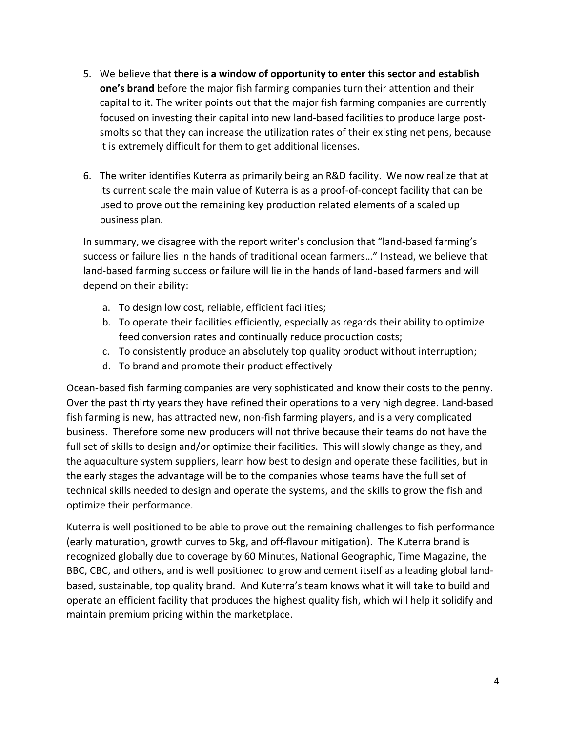5. We believe that **there is a window of opportunity to enter this sector and establish one's brand** before the major fish farming companies turn their attention and their capital to it. The writer points out that the major fish farming companies are currently focused on investing their capital into new land-based facilities to produce large post-smolts so that they can increase the utilization rates of their existing net pens, because it is extremely difficult for them to get additional licenses.

6. The writer identifies Kuterra as primarily being an R&D facility. We now realize that at its current scale the main value of Kuterra is as a proof-of-concept facility that can be used to prove out the remaining key production related elements of a scaled up business plan.

In summary, we disagree with the report writer's conclusion that "land-based farming's success or failure lies in the hands of traditional ocean farmers…" Instead, we believe that land-based farming success or failure will lie in the hands of land-based farmers and will depend on their ability:

a. To design low cost, reliable, efficient facilities;
b. To operate their facilities efficiently, especially as regards their ability to optimize feed conversion rates and continually reduce production costs;
c. To consistently produce an absolutely top quality product without interruption;
d. To brand and promote their product effectively

Ocean-based fish farming companies are very sophisticated and know their costs to the penny. Over the past thirty years they have refined their operations to a very high degree. Land-based fish farming is new, has attracted new, non-fish farming players, and is a very complicated business. Therefore some new producers will not thrive because their teams do not have the full set of skills to design and/or optimize their facilities. This will slowly change as they, and the aquaculture system suppliers, learn how best to design and operate these facilities, but in the early stages the advantage will be to the companies whose teams have the full set of technical skills needed to design and operate the systems, and the skills to grow the fish and optimize their performance.

Kuterra is well positioned to be able to prove out the remaining challenges to fish performance (early maturation, growth curves to 5kg, and off-flavour mitigation). The Kuterra brand is recognized globally due to coverage by 60 Minutes, National Geographic, Time Magazine, the BBC, CBC, and others, and is well positioned to grow and cement itself as a leading global land-based, sustainable, top quality brand. And Kuterra's team knows what it will take to build and operate an efficient facility that produces the highest quality fish, which will help it solidify and maintain premium pricing within the marketplace.